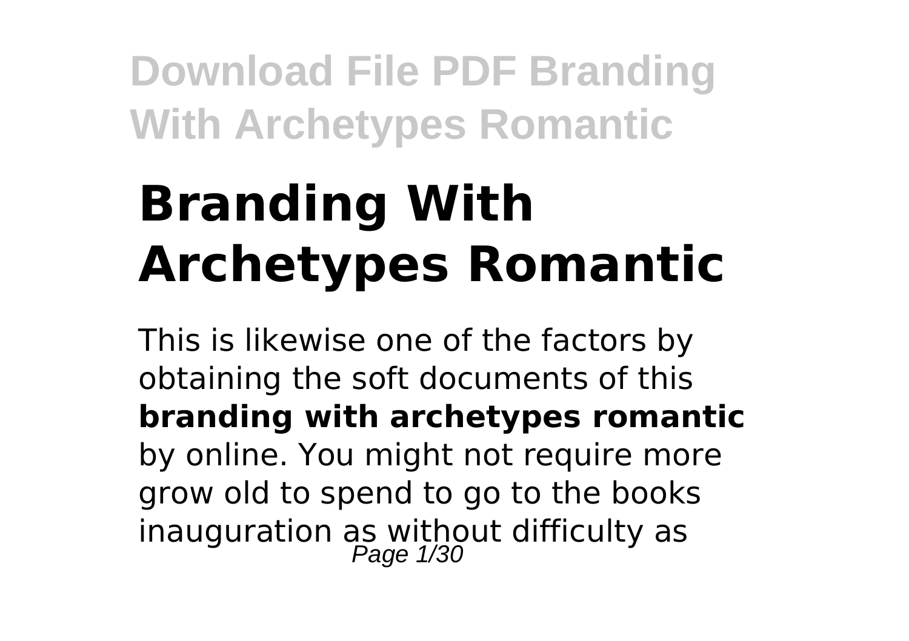# Branding With Archetypes Romantic

This is likewise one of the factors by obtaining the soft documents of this **branding with archetypes romantic** by online. You might not require more grow old to spend to go to the books inauguration as without difficulty as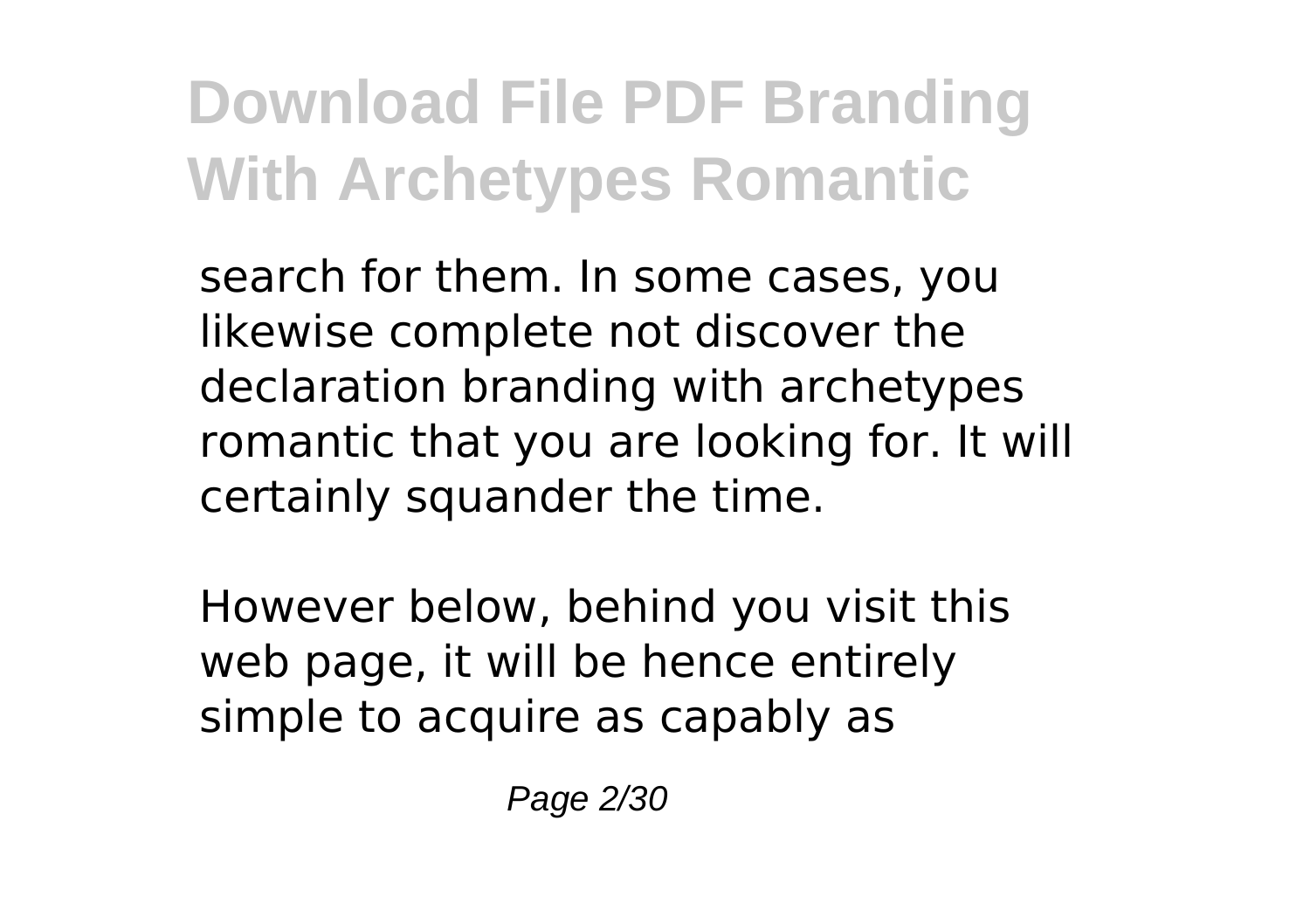search for them. In some cases, you likewise complete not discover the declaration branding with archetypes romantic that you are looking for. It will certainly squander the time.

However below, behind you visit this web page, it will be hence entirely simple to acquire as capably as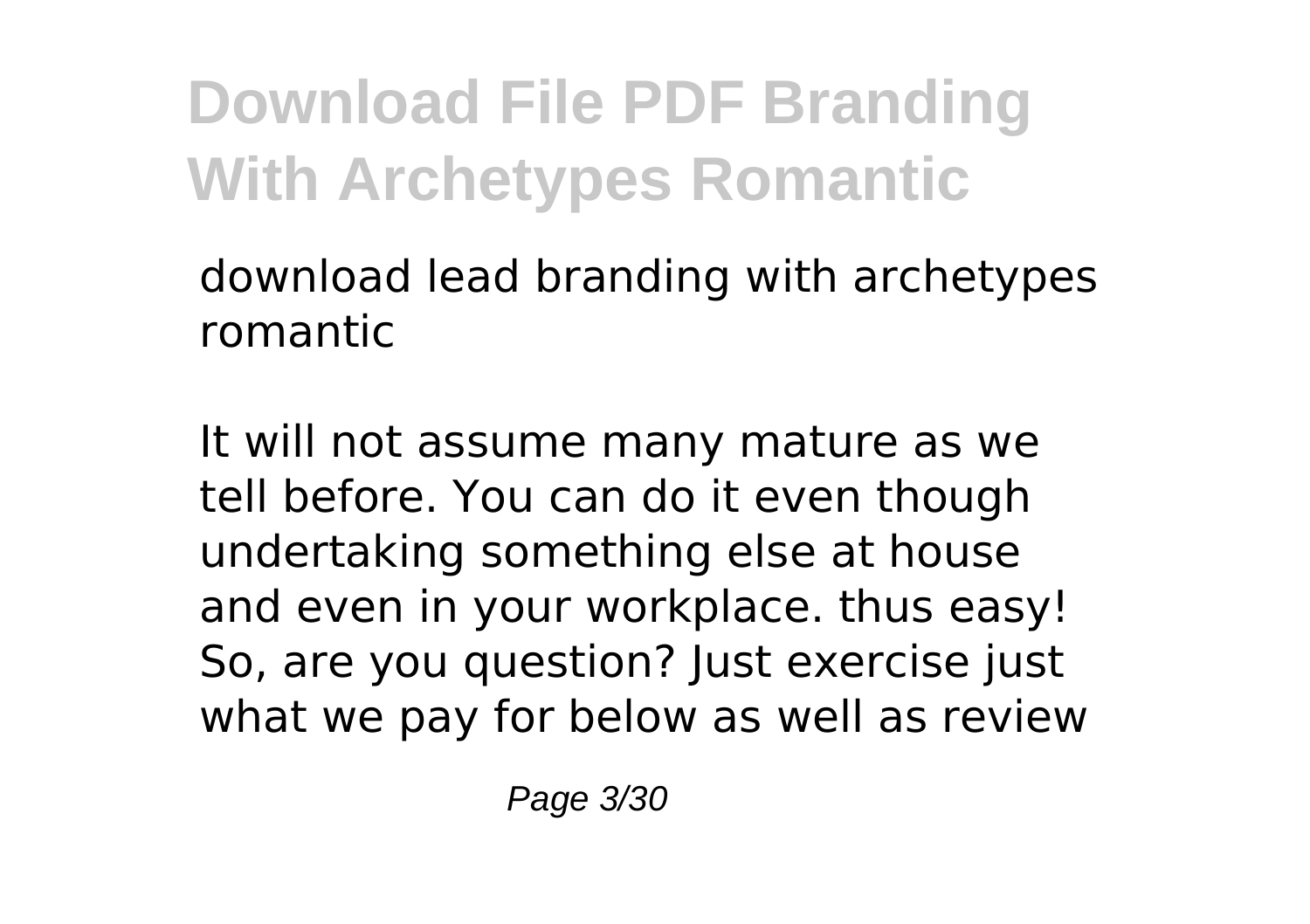download lead branding with archetypes romantic

It will not assume many mature as we tell before. You can do it even though undertaking something else at house and even in your workplace. thus easy! So, are you question? Just exercise just what we pay for below as well as review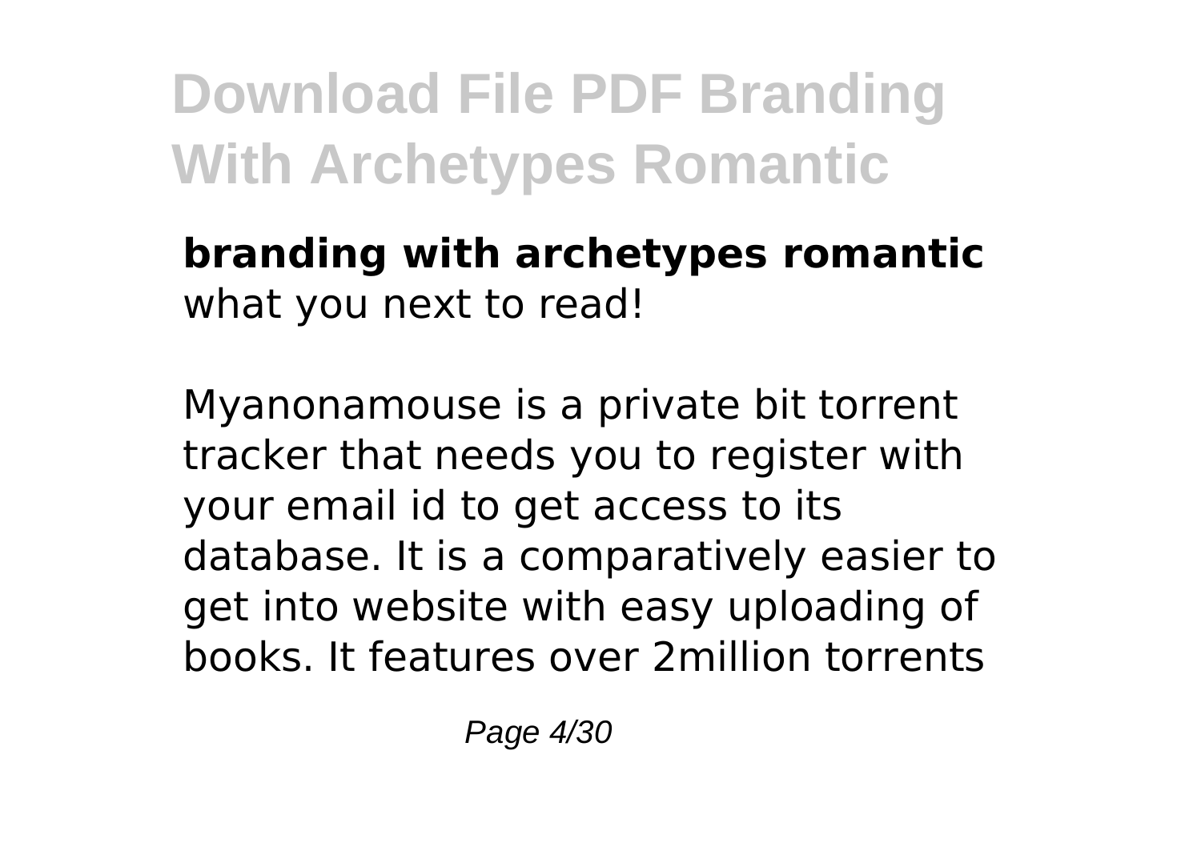**branding with archetypes romantic** what you next to read!

Myanonamouse is a private bit torrent tracker that needs you to register with your email id to get access to its database. It is a comparatively easier to get into website with easy uploading of books. It features over 2million torrents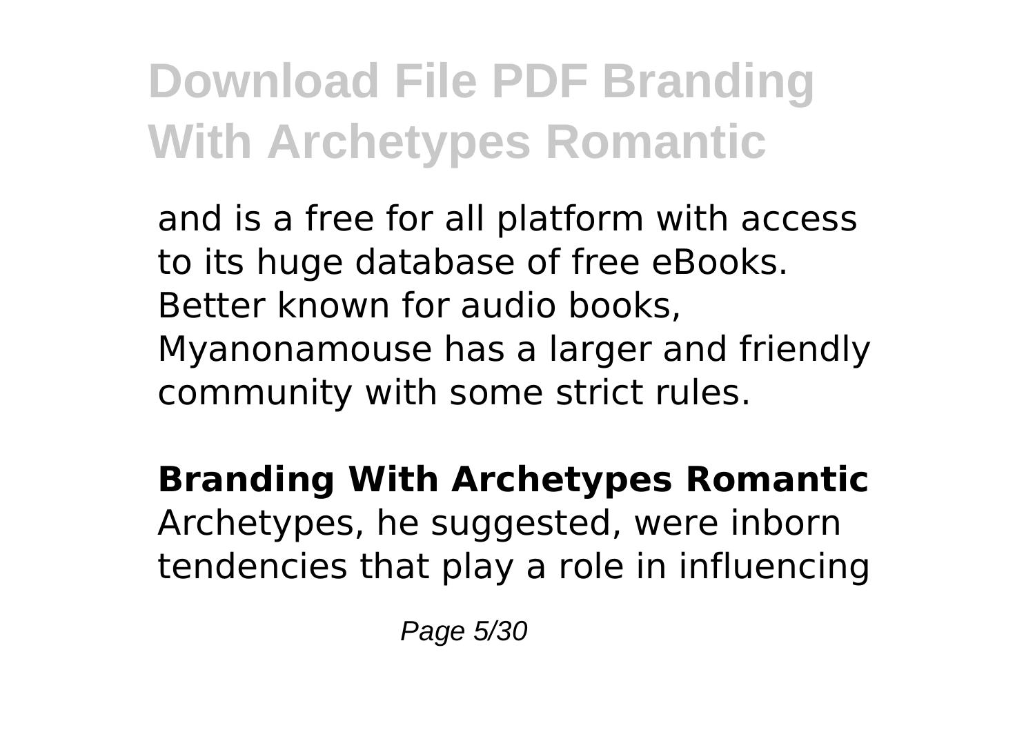and is a free for all platform with access to its huge database of free eBooks. Better known for audio books, Myanonamouse has a larger and friendly community with some strict rules.

**Branding With Archetypes Romantic**

Archetypes, he suggested, were inborn tendencies that play a role in influencing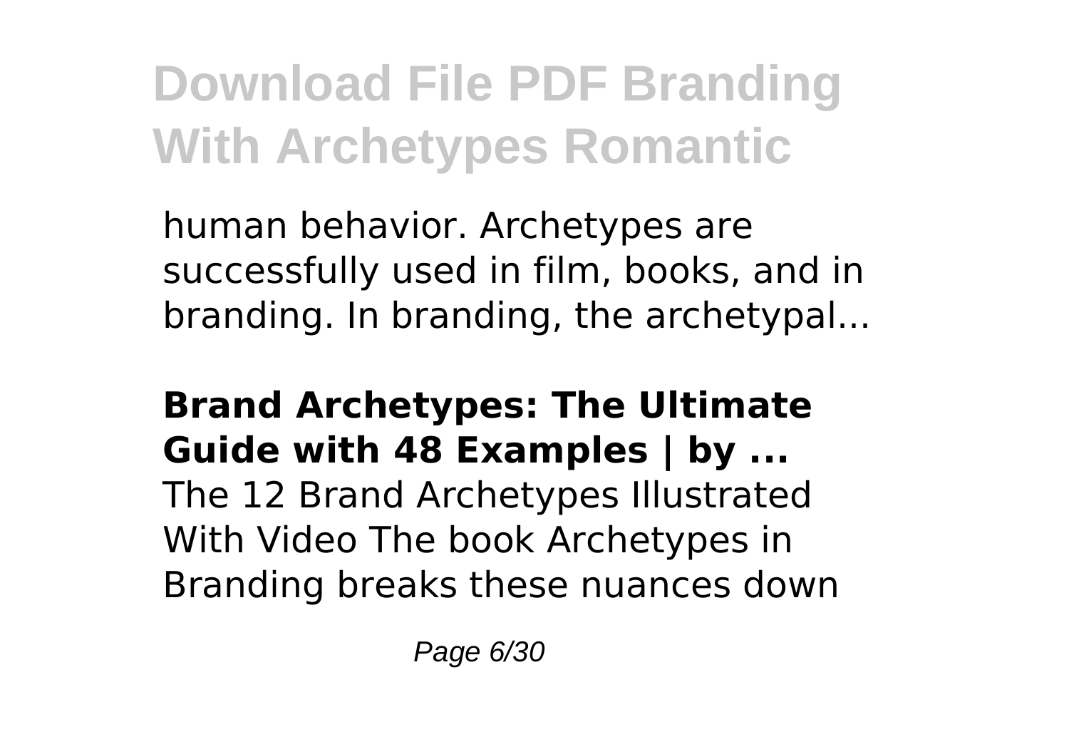human behavior. Archetypes are successfully used in film, books, and in branding. In branding, the archetypal...

**Brand Archetypes: The Ultimate Guide with 48 Examples | by ...**

The 12 Brand Archetypes Illustrated With Video The book Archetypes in Branding breaks these nuances down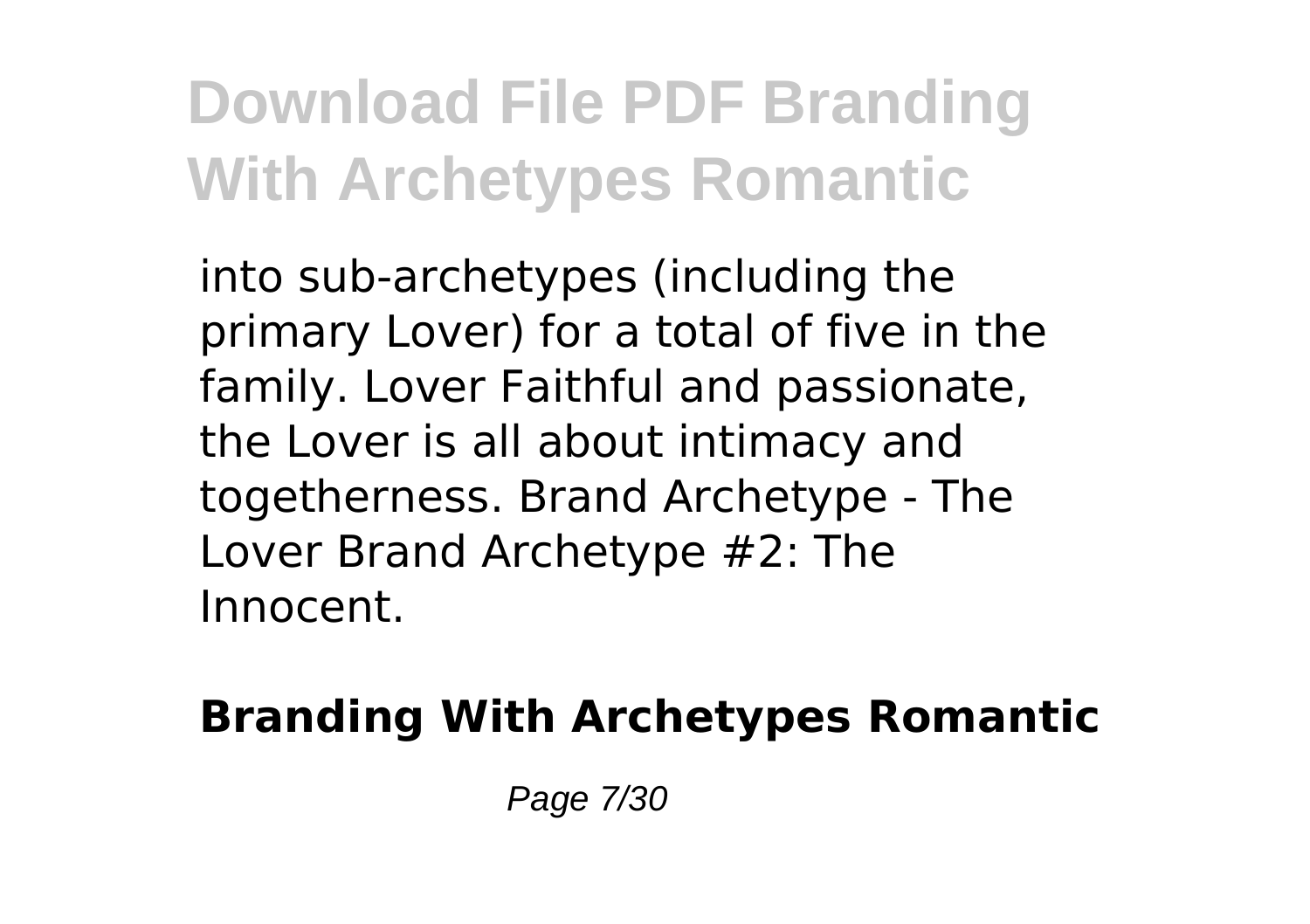into sub-archetypes (including the primary Lover) for a total of five in the family. Lover Faithful and passionate, the Lover is all about intimacy and togetherness. Brand Archetype - The Lover Brand Archetype #2: The Innocent.

**Branding With Archetypes Romantic**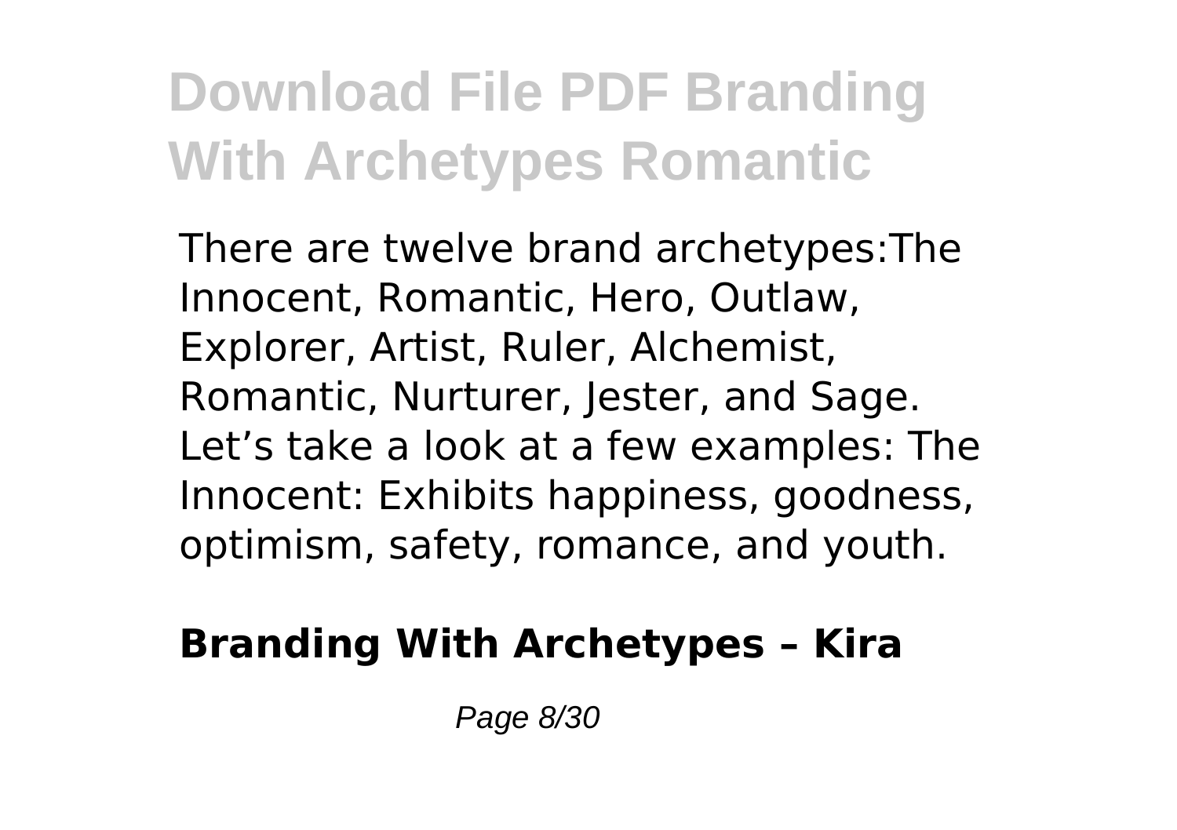There are twelve brand archetypes:The Innocent, Romantic, Hero, Outlaw, Explorer, Artist, Ruler, Alchemist, Romantic, Nurturer, Jester, and Sage. Let’s take a look at a few examples: The Innocent: Exhibits happiness, goodness, optimism, safety, romance, and youth.

**Branding With Archetypes – Kira**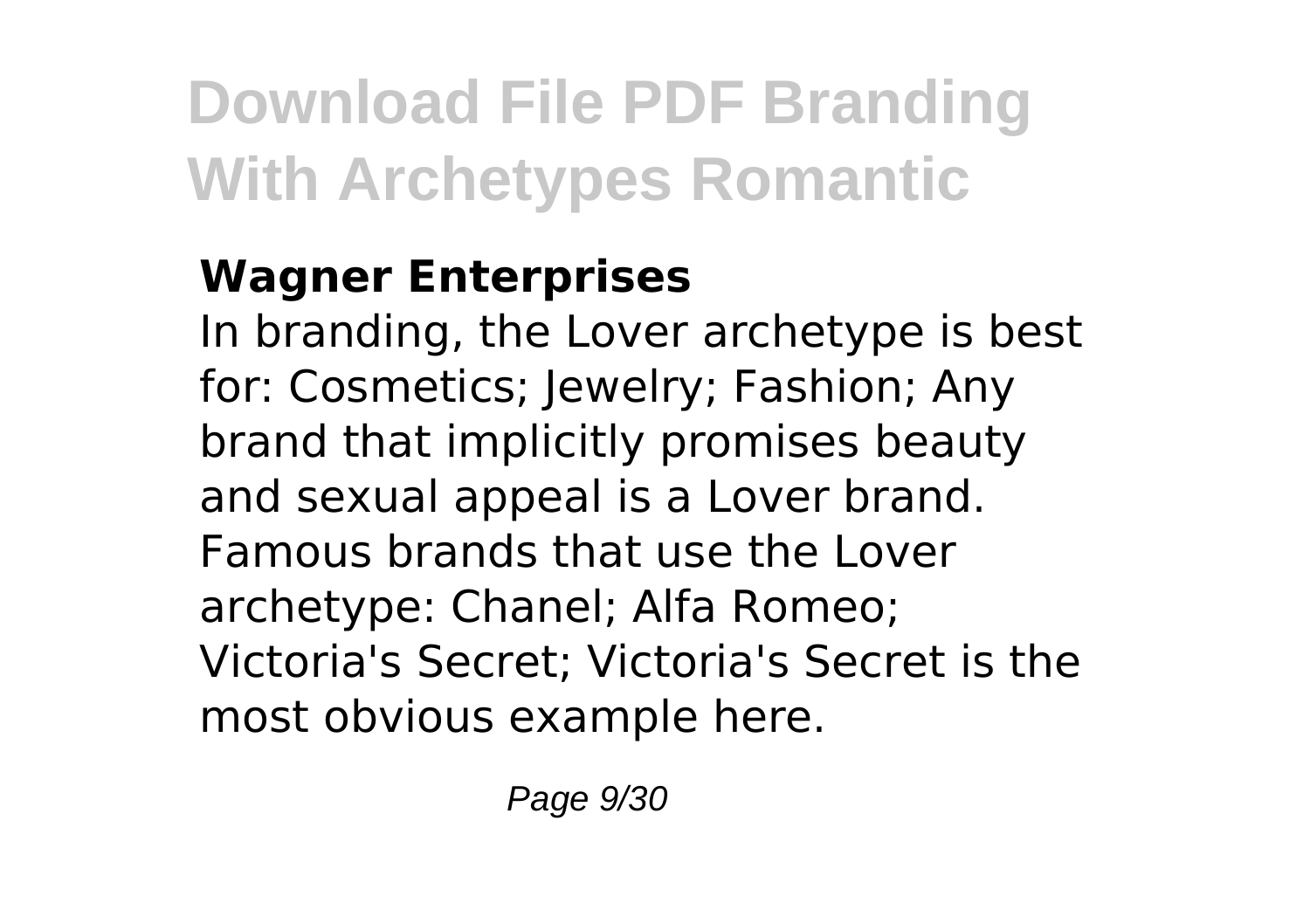**Wagner Enterprises**

In branding, the Lover archetype is best for: Cosmetics; Jewelry; Fashion; Any brand that implicitly promises beauty and sexual appeal is a Lover brand. Famous brands that use the Lover archetype: Chanel; Alfa Romeo; Victoria's Secret; Victoria's Secret is the most obvious example here.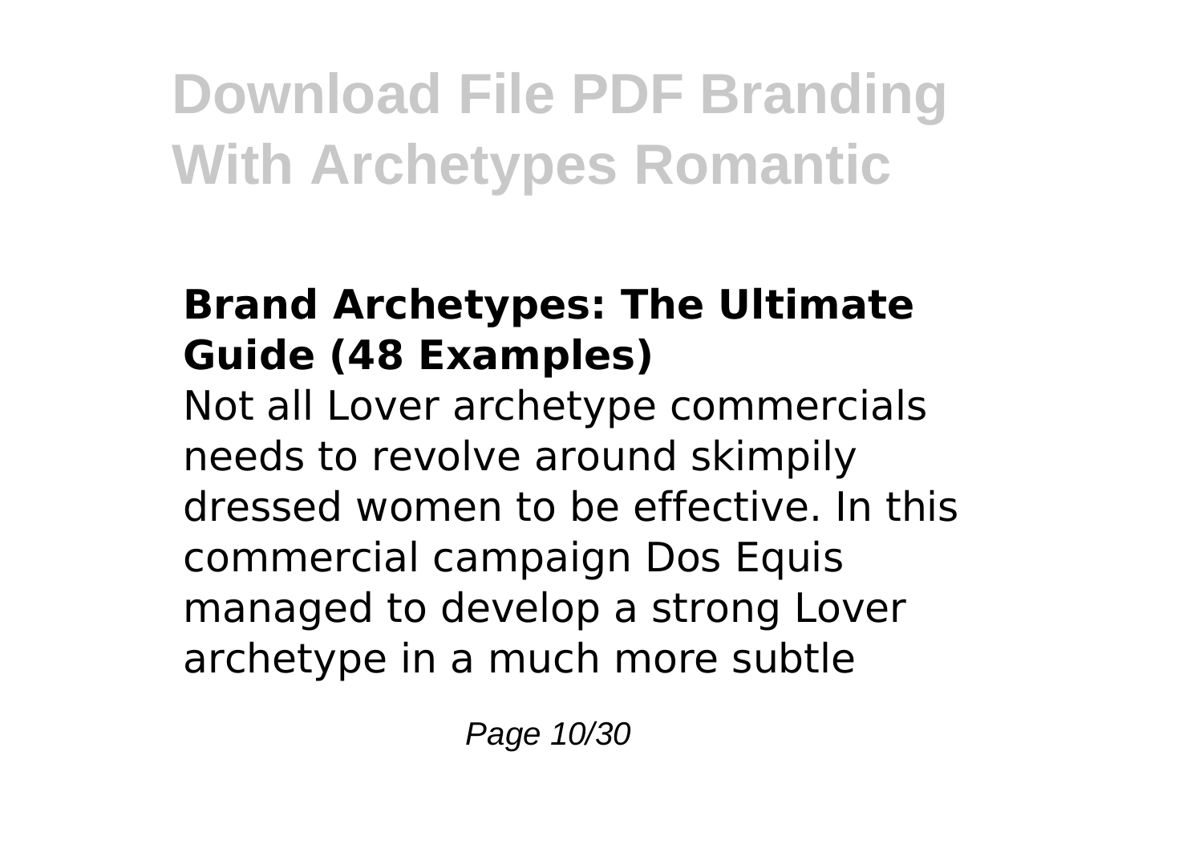# Download File PDF Branding With Archetypes Romantic

### Brand Archetypes: The Ultimate Guide (48 Examples)

Not all Lover archetype commercials needs to revolve around skimpily dressed women to be effective. In this commercial campaign Dos Equis managed to develop a strong Lover archetype in a much more subtle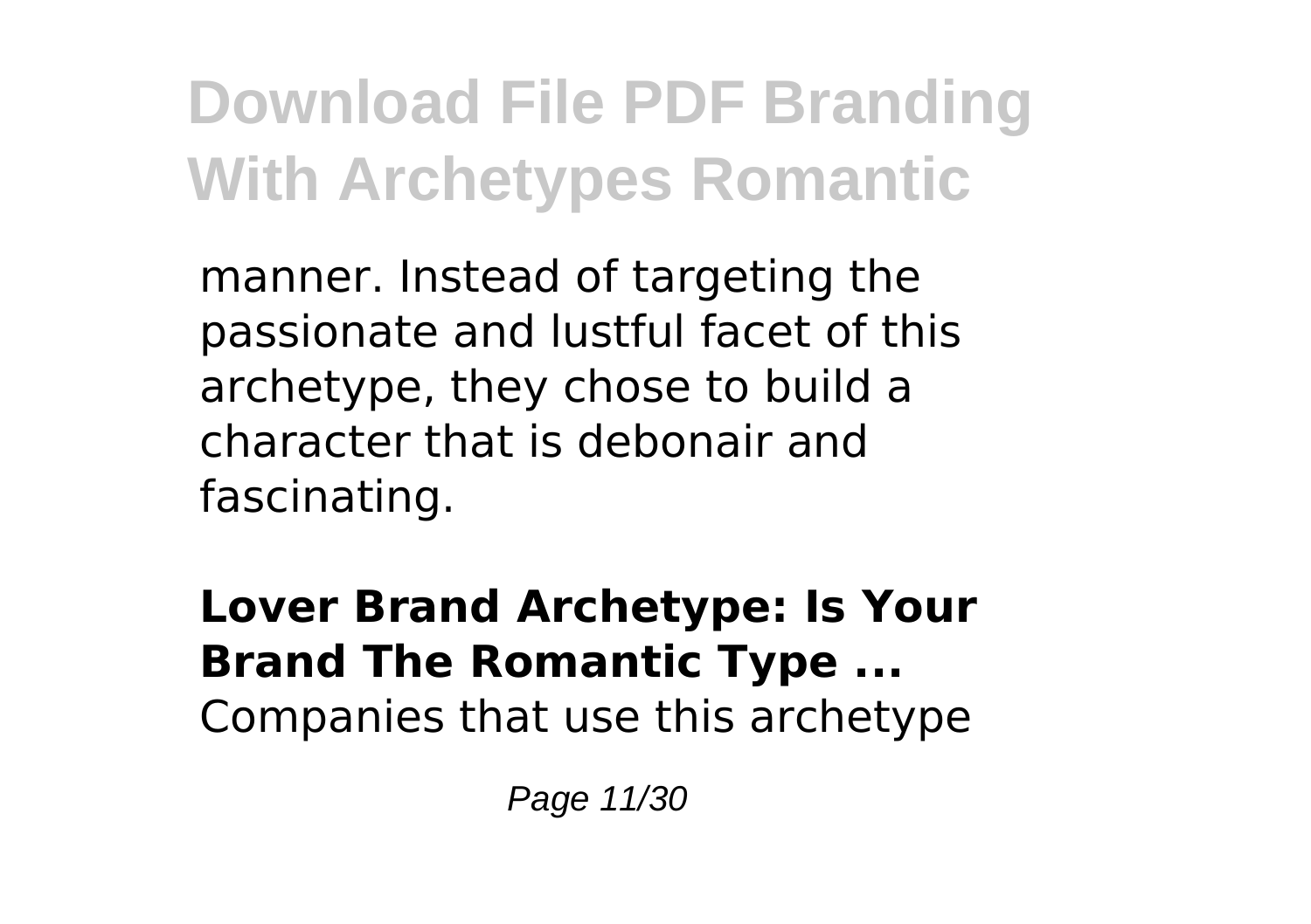manner. Instead of targeting the passionate and lustful facet of this archetype, they chose to build a character that is debonair and fascinating.

**Lover Brand Archetype: Is Your Brand The Romantic Type ...**
Companies that use this archetype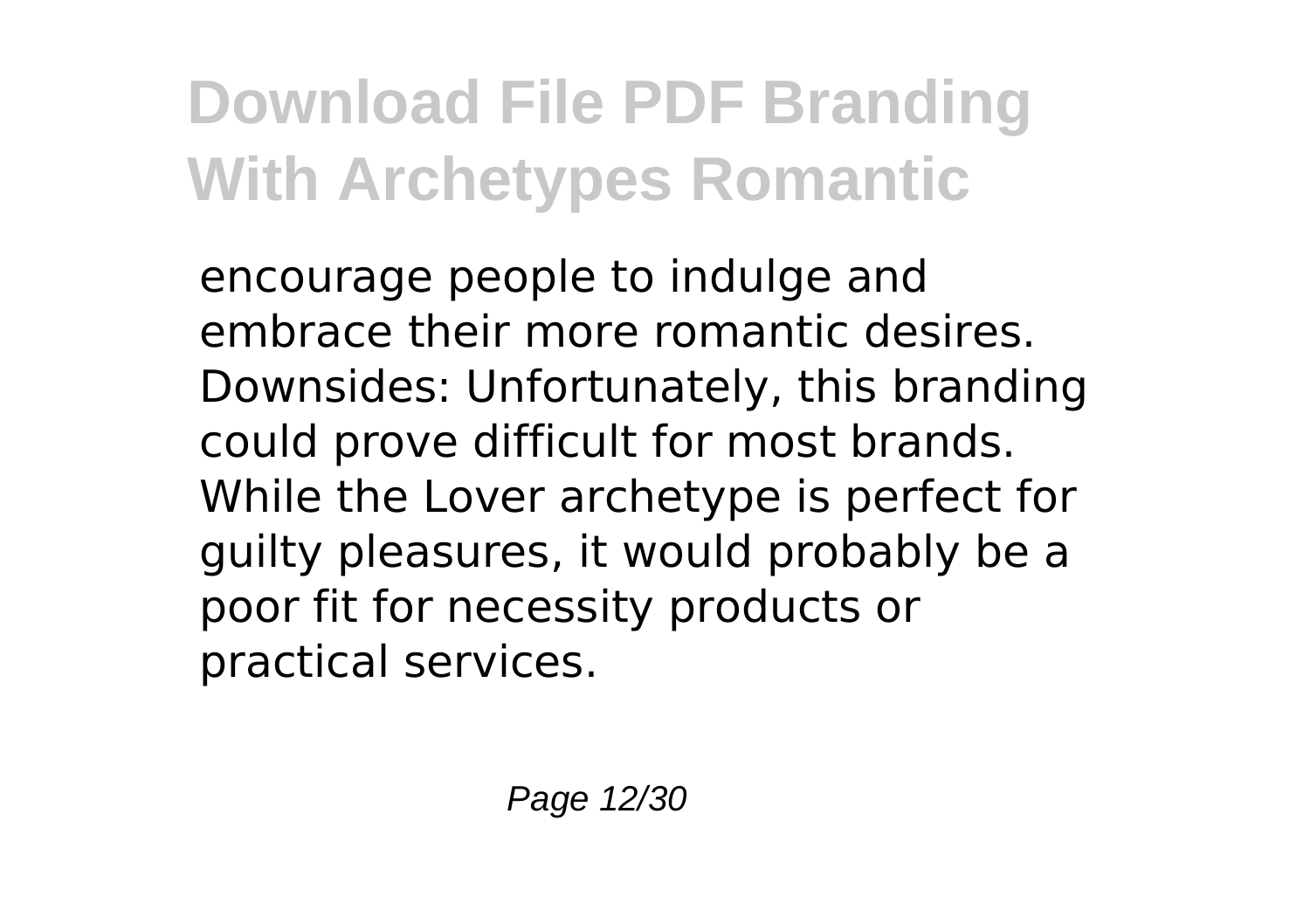encourage people to indulge and embrace their more romantic desires. Downsides: Unfortunately, this branding could prove difficult for most brands. While the Lover archetype is perfect for guilty pleasures, it would probably be a poor fit for necessity products or practical services.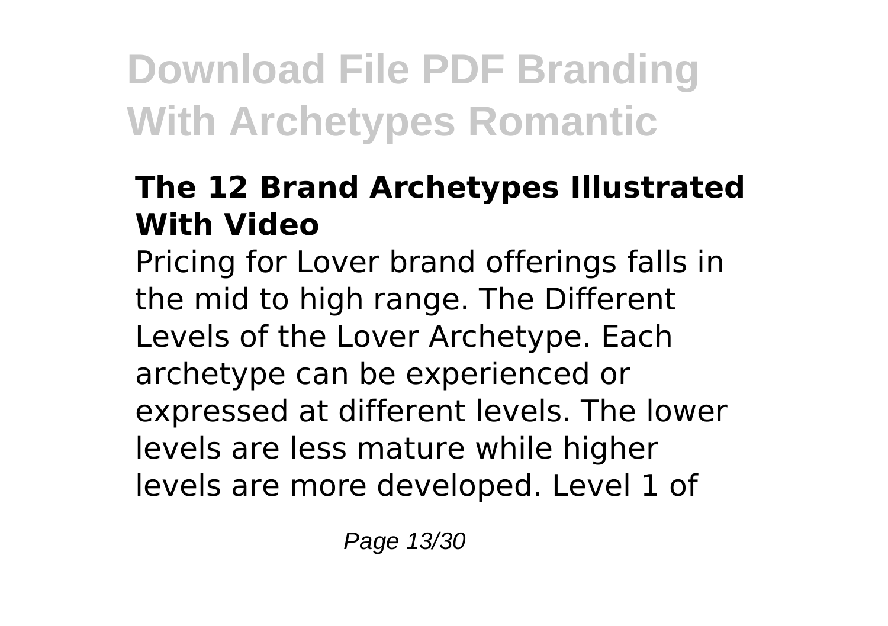### The 12 Brand Archetypes Illustrated With Video

Pricing for Lover brand offerings falls in the mid to high range. The Different Levels of the Lover Archetype. Each archetype can be experienced or expressed at different levels. The lower levels are less mature while higher levels are more developed. Level 1 of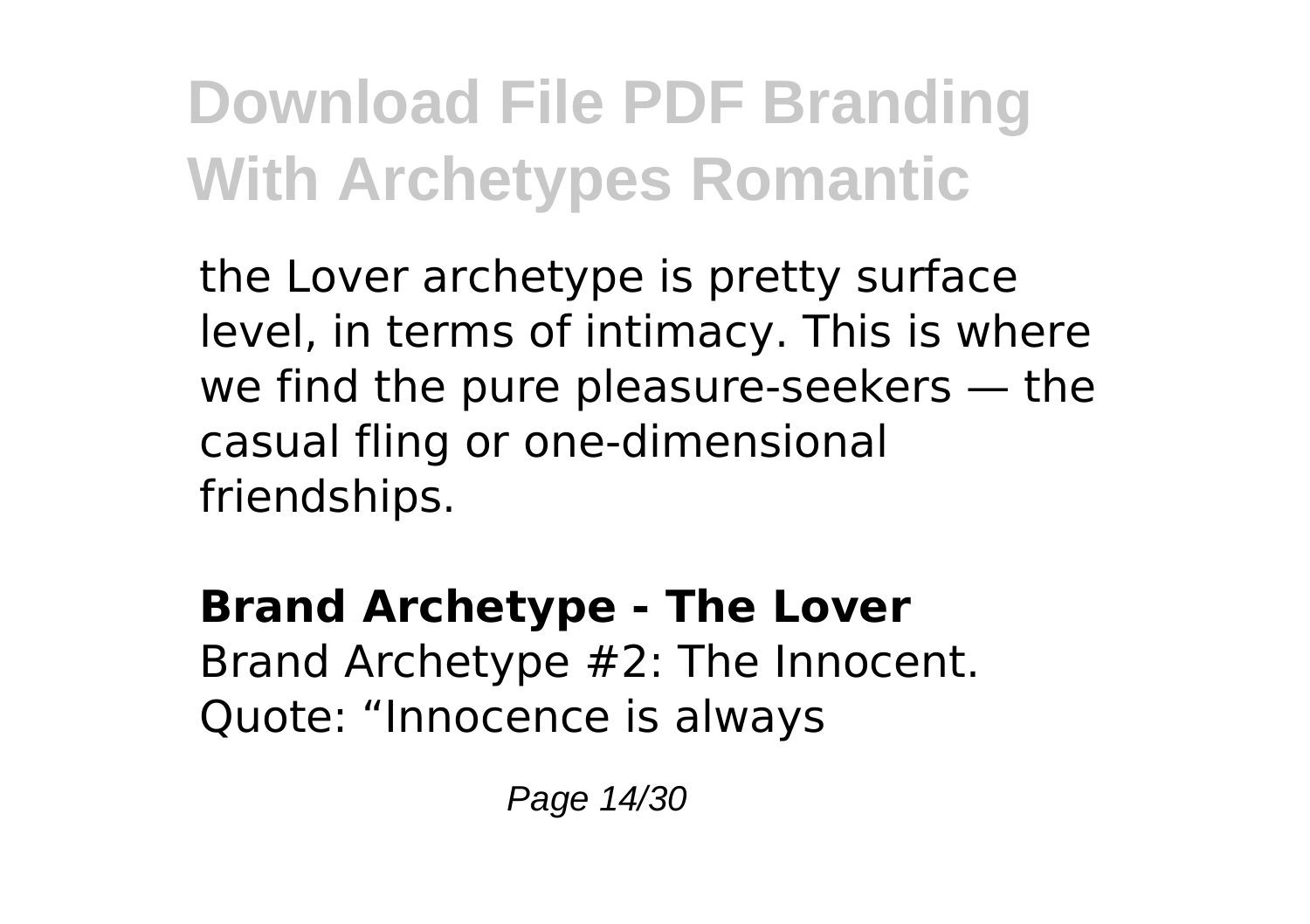the Lover archetype is pretty surface level, in terms of intimacy. This is where we find the pure pleasure-seekers — the casual fling or one-dimensional friendships.

**Brand Archetype - The Lover**
Brand Archetype #2: The Innocent. Quote: “Innocence is always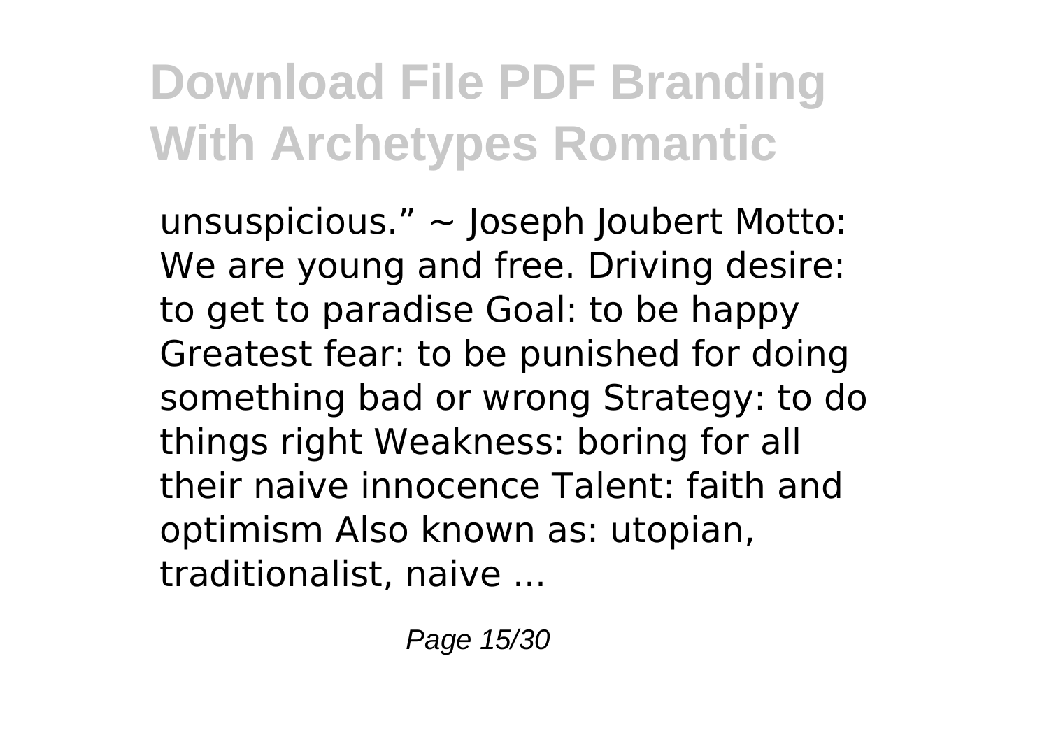unsuspicious." ~ Joseph Joubert Motto: We are young and free. Driving desire: to get to paradise Goal: to be happy Greatest fear: to be punished for doing something bad or wrong Strategy: to do things right Weakness: boring for all their naive innocence Talent: faith and optimism Also known as: utopian, traditionalist, naive ...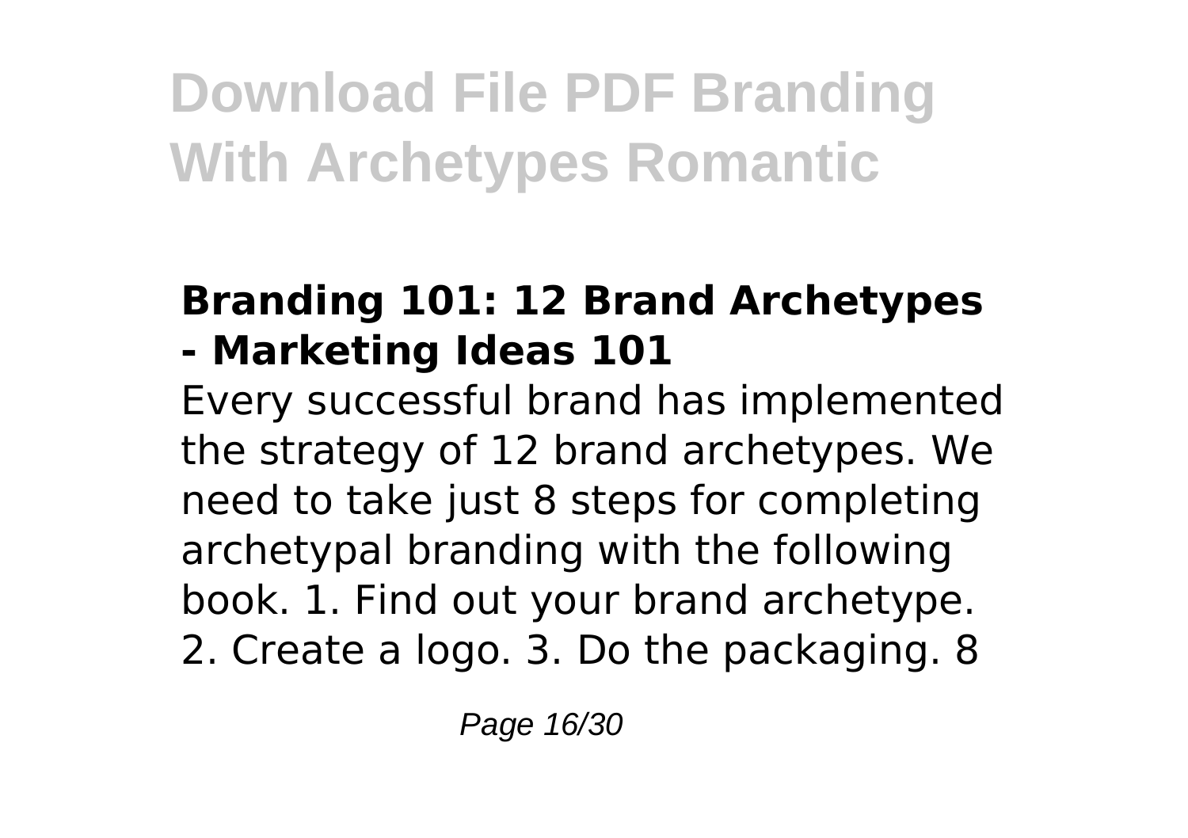## Branding 101: 12 Brand Archetypes - Marketing Ideas 101

Every successful brand has implemented the strategy of 12 brand archetypes. We need to take just 8 steps for completing archetypal branding with the following book. 1. Find out your brand archetype. 2. Create a logo. 3. Do the packaging. 8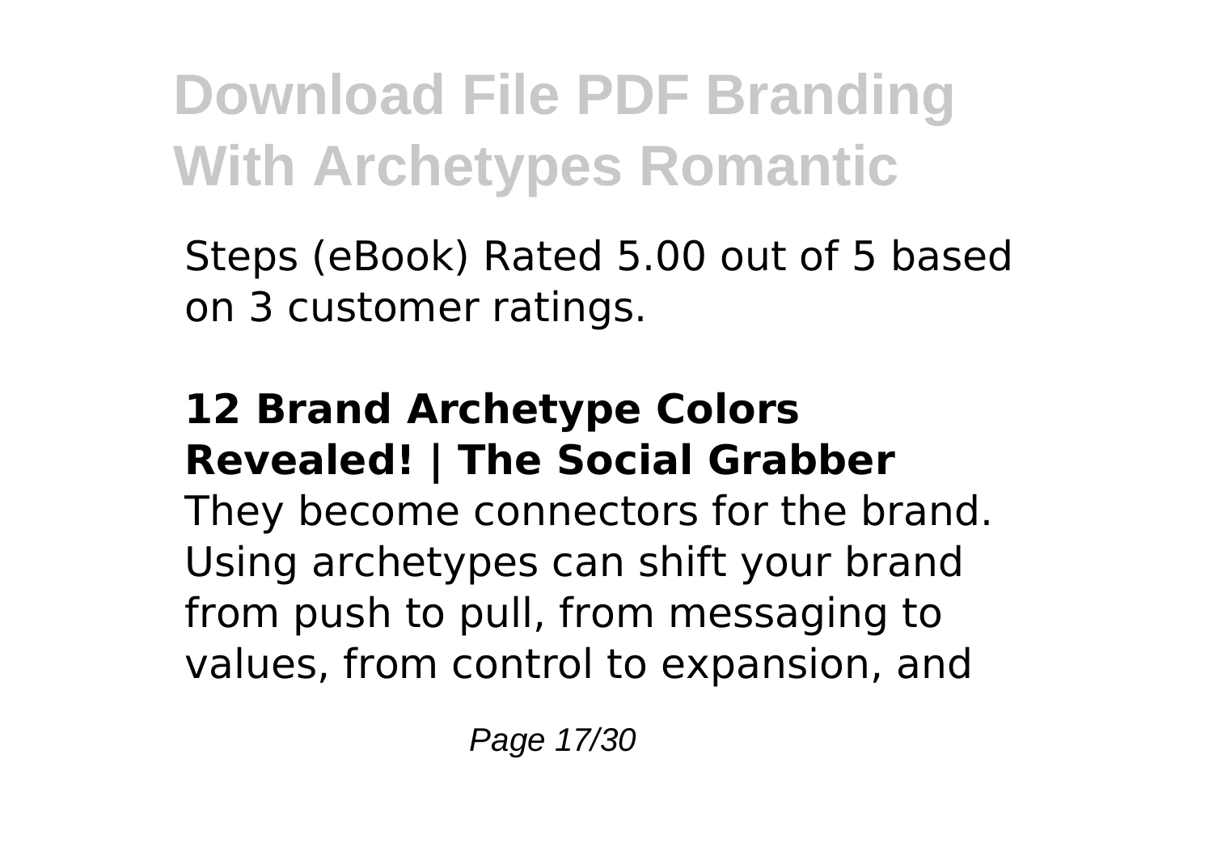Steps (eBook) Rated 5.00 out of 5 based on 3 customer ratings.

**12 Brand Archetype Colors Revealed! | The Social Grabber**

They become connectors for the brand. Using archetypes can shift your brand from push to pull, from messaging to values, from control to expansion, and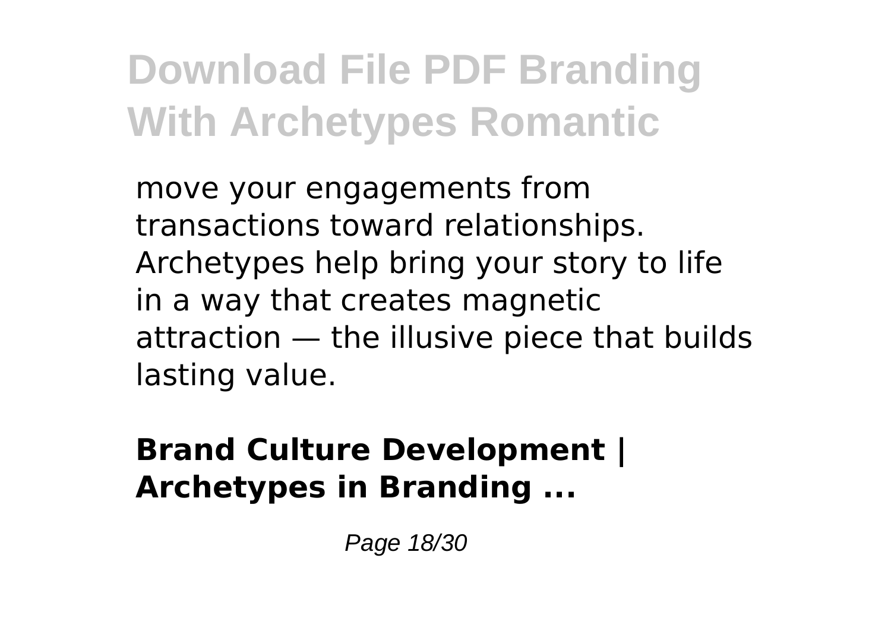move your engagements from transactions toward relationships. Archetypes help bring your story to life in a way that creates magnetic attraction — the illusive piece that builds lasting value.

**Brand Culture Development | Archetypes in Branding ...**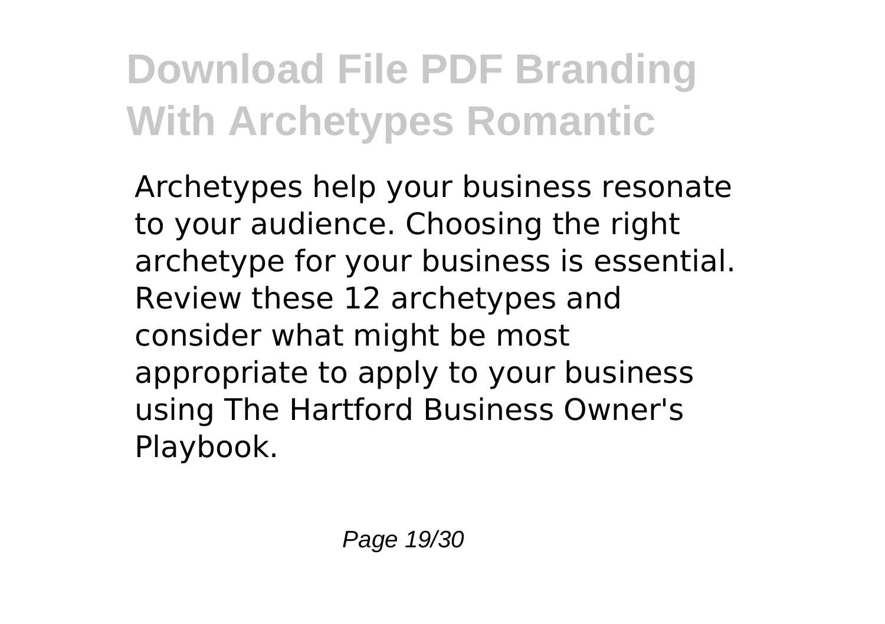Archetypes help your business resonate to your audience. Choosing the right archetype for your business is essential. Review these 12 archetypes and consider what might be most appropriate to apply to your business using The Hartford Business Owner's Playbook.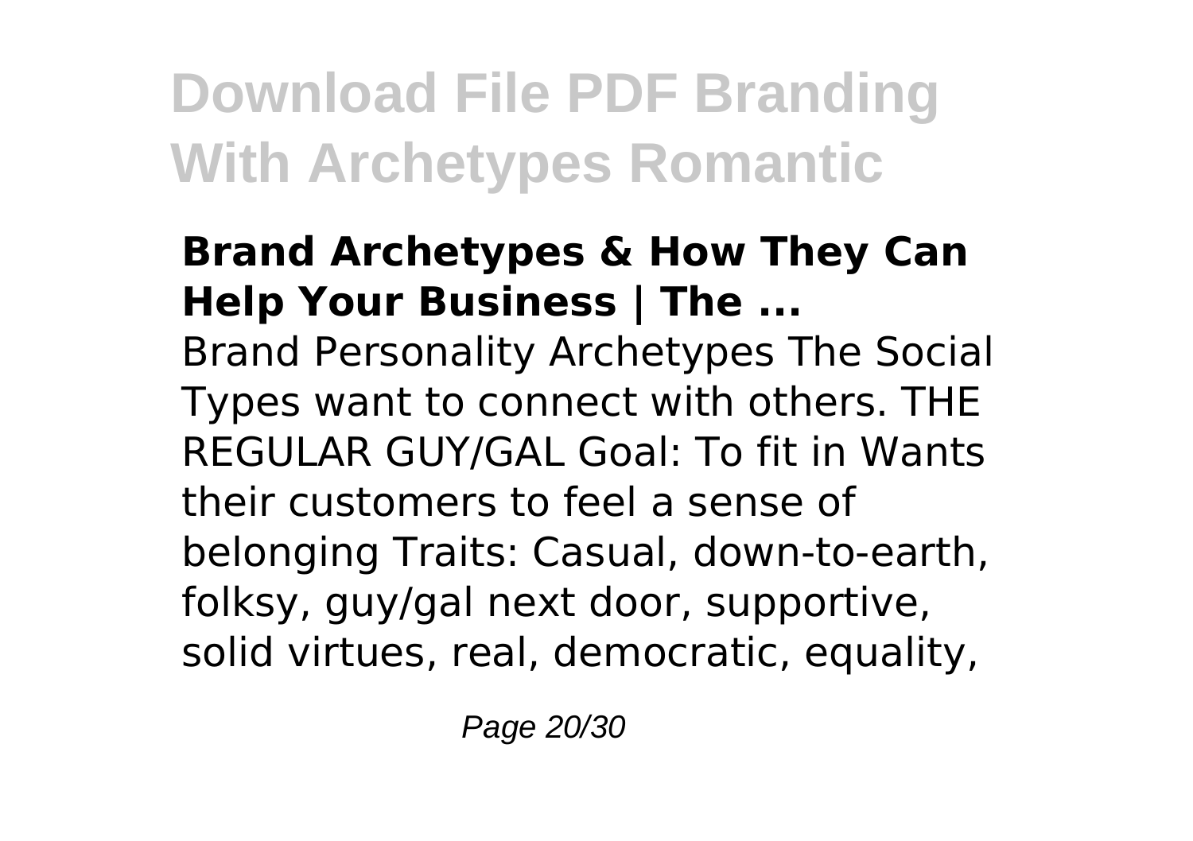### Brand Archetypes & How They Can Help Your Business | The ...

Brand Personality Archetypes The Social Types want to connect with others. THE REGULAR GUY/GAL Goal: To fit in Wants their customers to feel a sense of belonging Traits: Casual, down-to-earth, folksy, guy/gal next door, supportive, solid virtues, real, democratic, equality,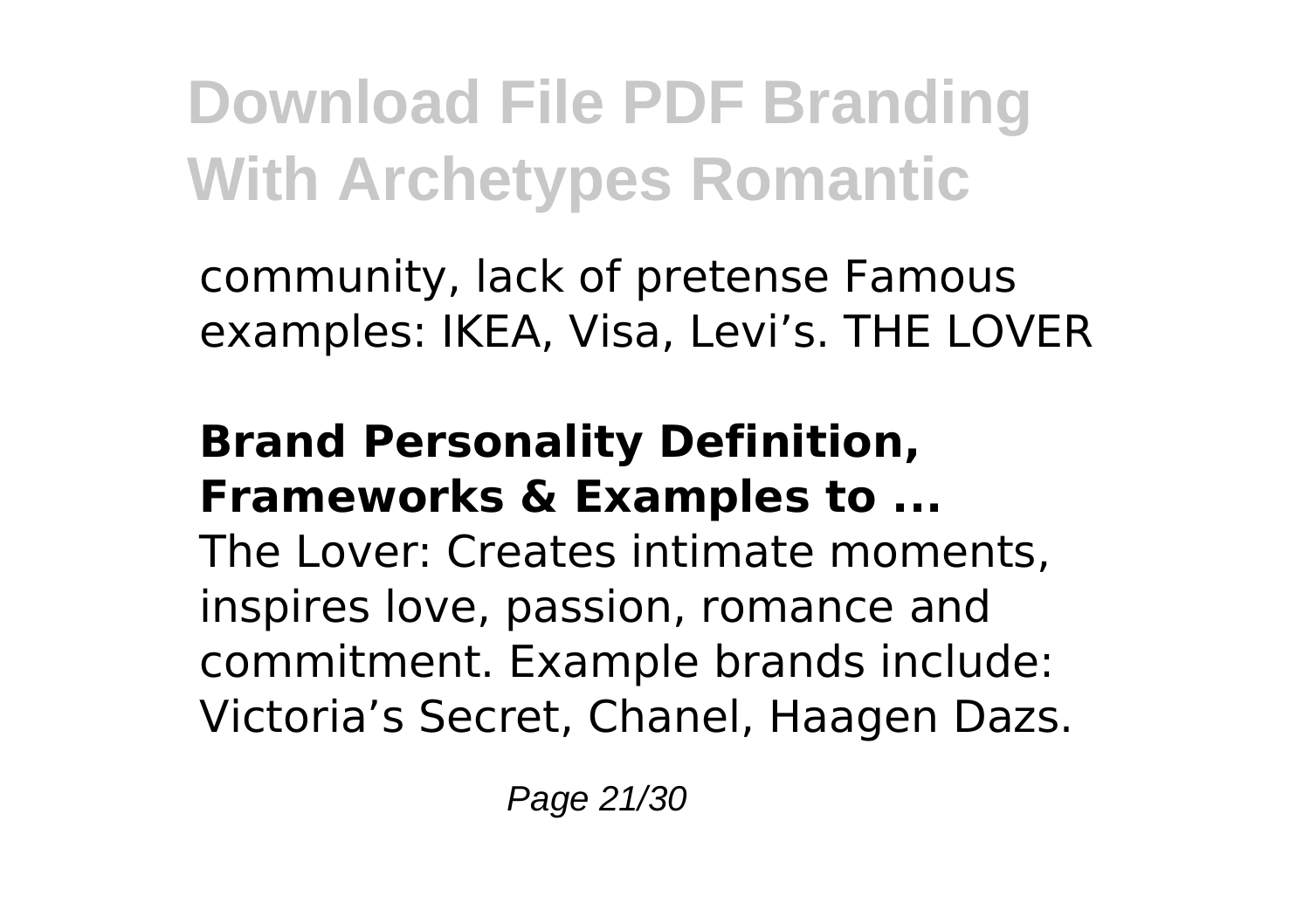community, lack of pretense Famous examples: IKEA, Visa, Levi’s. THE LOVER

**Brand Personality Definition, Frameworks & Examples to ...**

The Lover: Creates intimate moments, inspires love, passion, romance and commitment. Example brands include: Victoria’s Secret, Chanel, Haagen Dazs.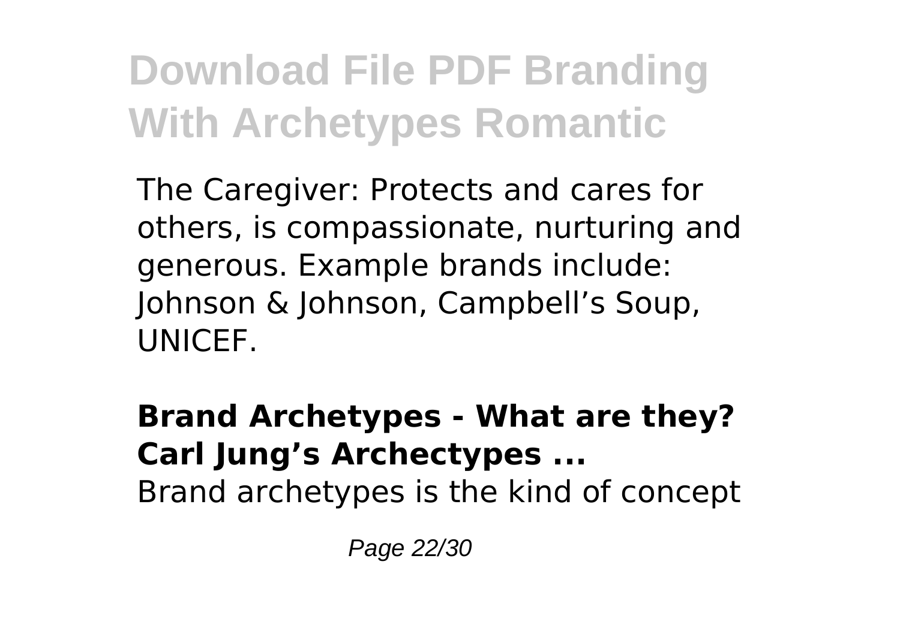The Caregiver: Protects and cares for others, is compassionate, nurturing and generous. Example brands include: Johnson & Johnson, Campbell's Soup, UNICEF.

**Brand Archetypes - What are they? Carl Jung's Archectypes ...**

Brand archetypes is the kind of concept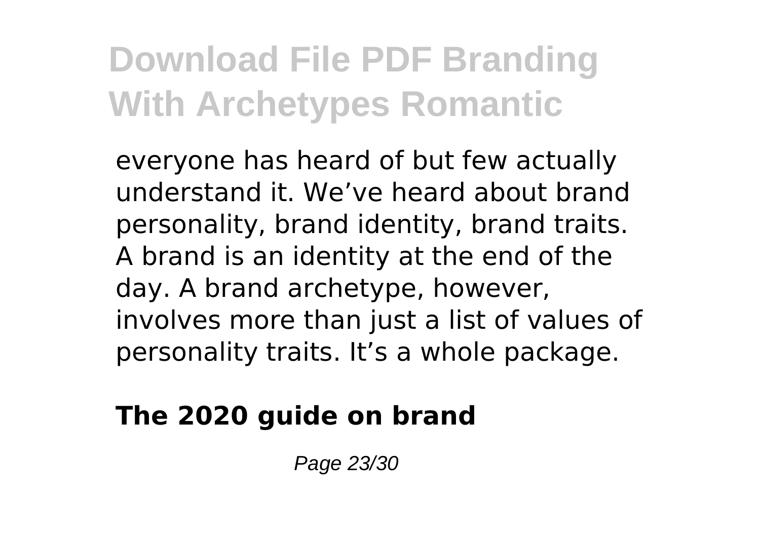everyone has heard of but few actually understand it. We’ve heard about brand personality, brand identity, brand traits. A brand is an identity at the end of the day. A brand archetype, however, involves more than just a list of values of personality traits. It’s a whole package.

**The 2020 guide on brand**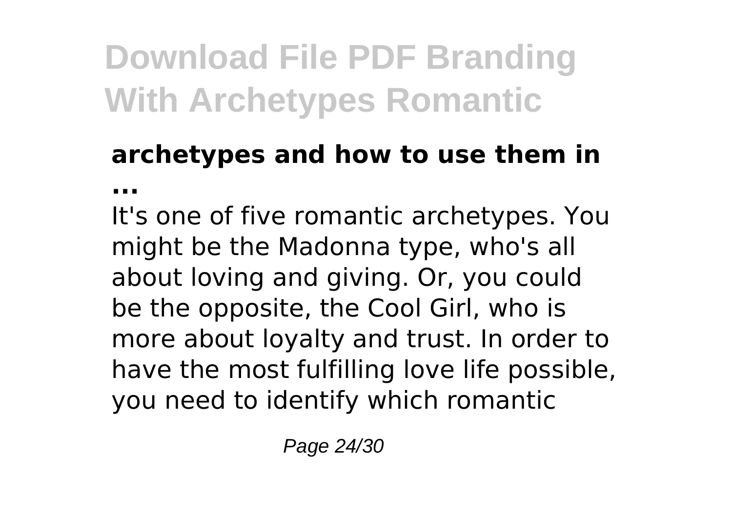### archetypes and how to use them in ...

It's one of five romantic archetypes. You might be the Madonna type, who's all about loving and giving. Or, you could be the opposite, the Cool Girl, who is more about loyalty and trust. In order to have the most fulfilling love life possible, you need to identify which romantic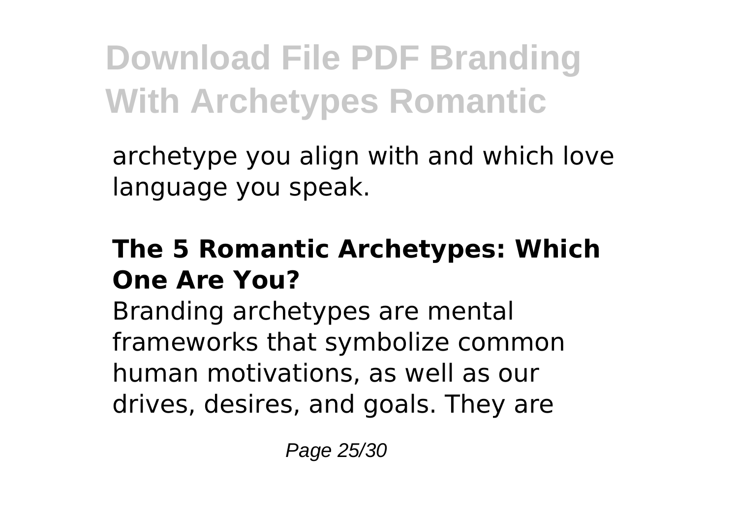archetype you align with and which love language you speak.

### The 5 Romantic Archetypes: Which One Are You?

Branding archetypes are mental frameworks that symbolize common human motivations, as well as our drives, desires, and goals. They are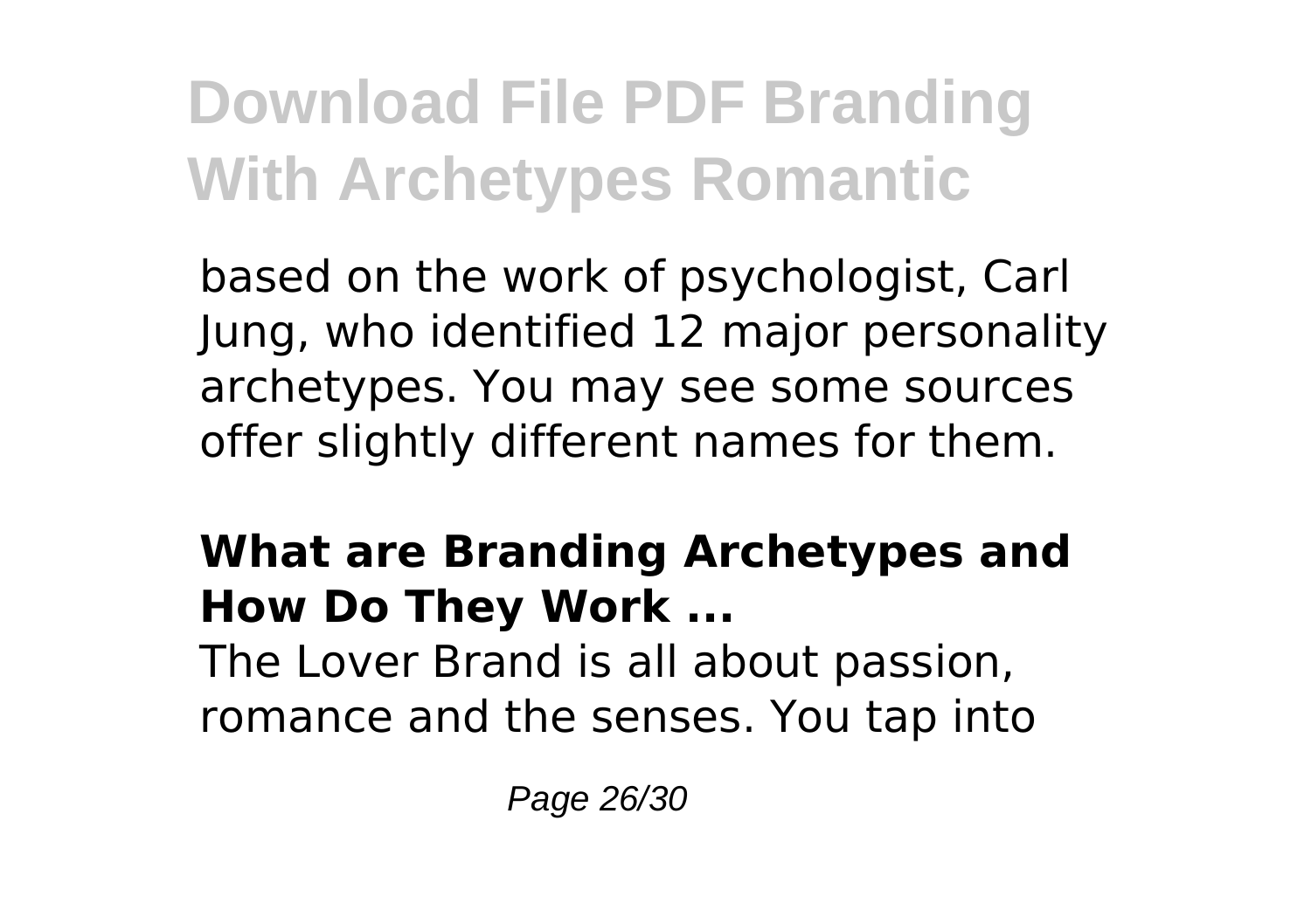based on the work of psychologist, Carl Jung, who identified 12 major personality archetypes. You may see some sources offer slightly different names for them.

**What are Branding Archetypes and How Do They Work ...**

The Lover Brand is all about passion, romance and the senses. You tap into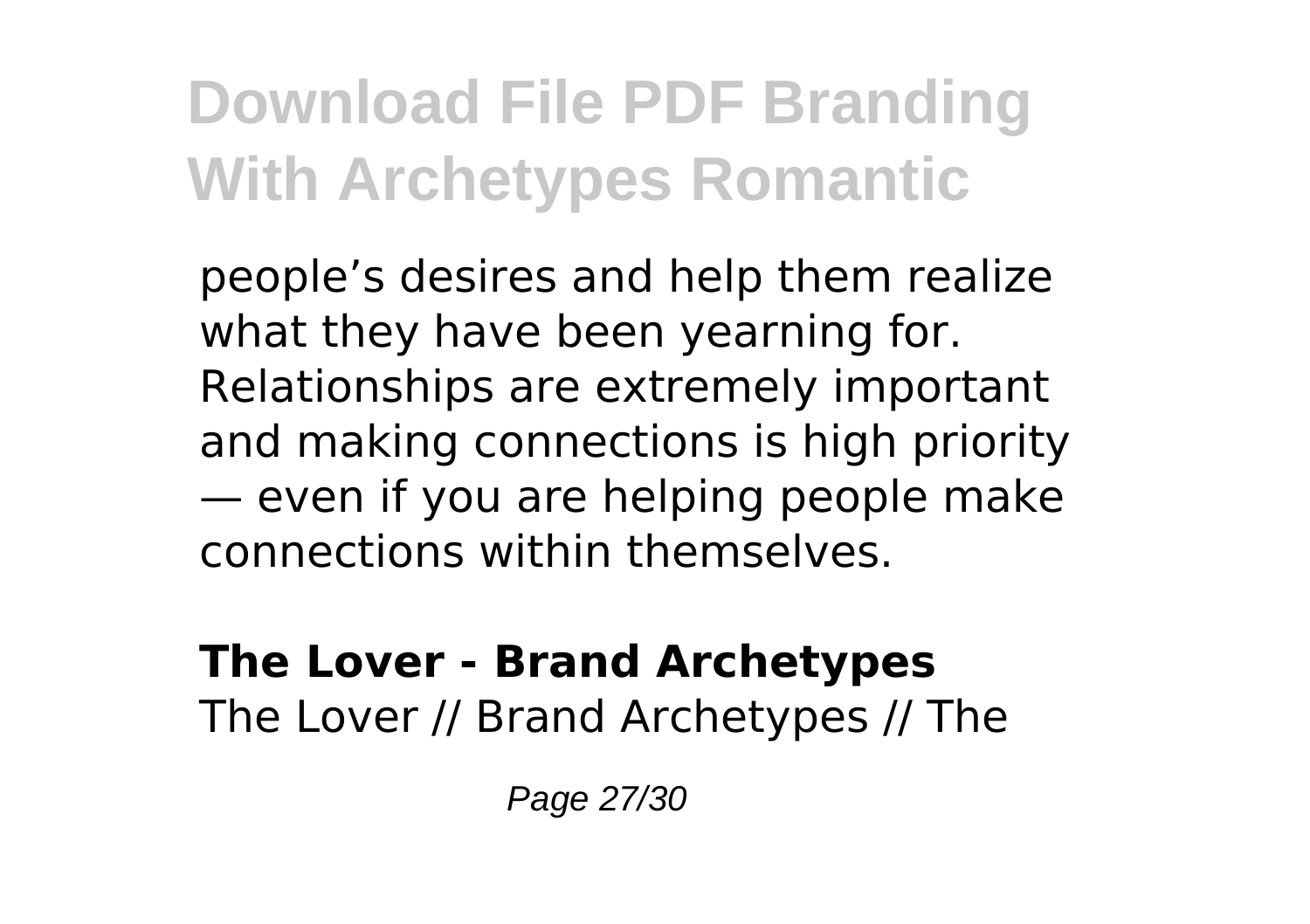people's desires and help them realize what they have been yearning for. Relationships are extremely important and making connections is high priority — even if you are helping people make connections within themselves.

**The Lover - Brand Archetypes**

The Lover // Brand Archetypes // The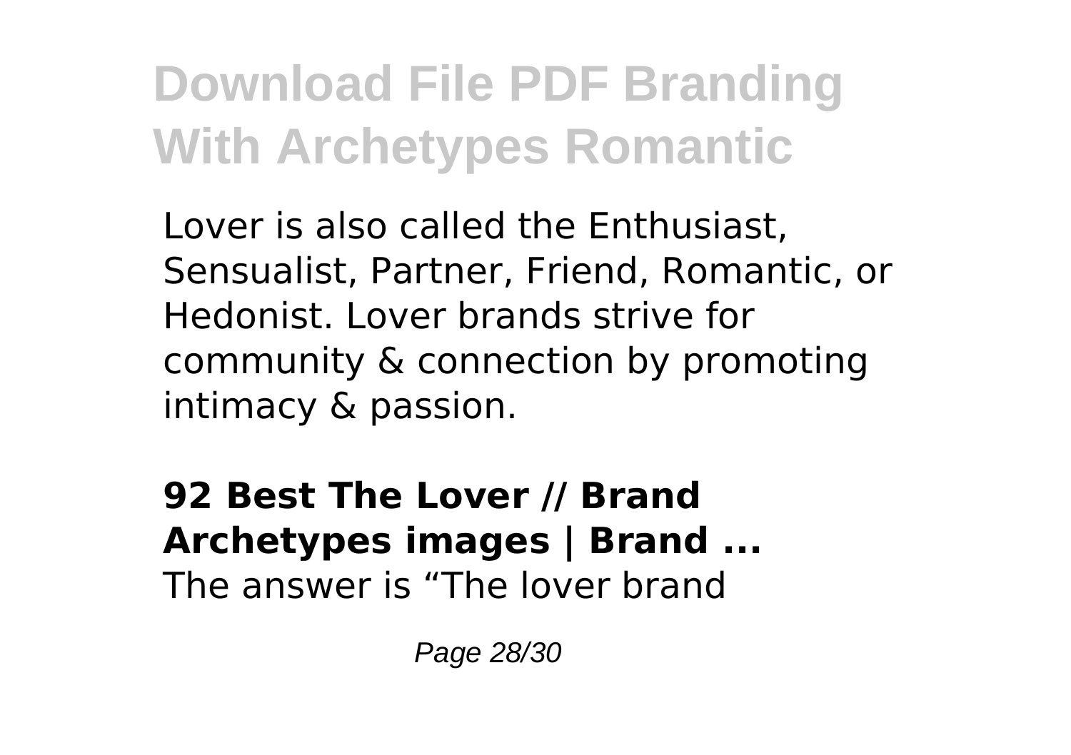Lover is also called the Enthusiast, Sensualist, Partner, Friend, Romantic, or Hedonist. Lover brands strive for community & connection by promoting intimacy & passion.

**92 Best The Lover // Brand Archetypes images | Brand ...**

The answer is "The lover brand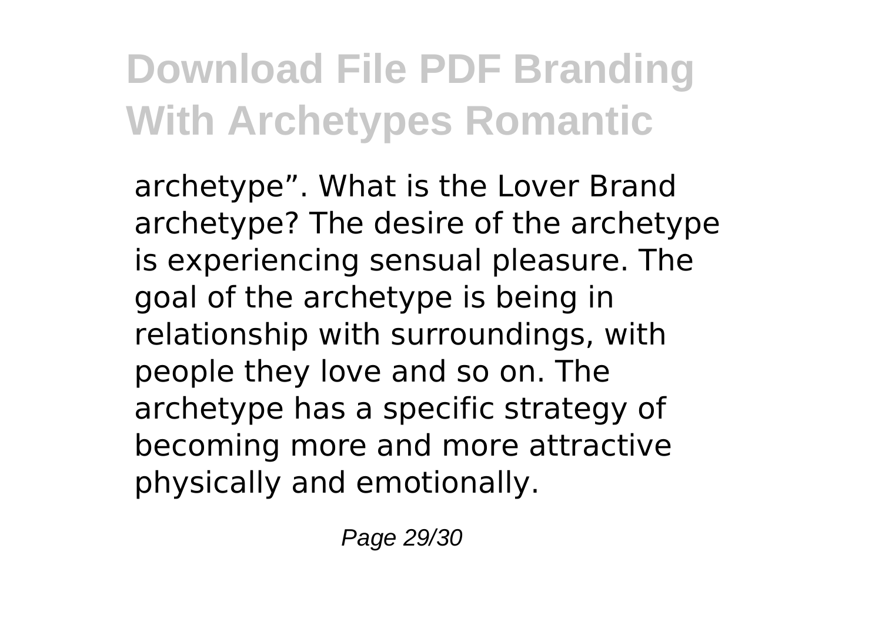archetype". What is the Lover Brand archetype? The desire of the archetype is experiencing sensual pleasure. The goal of the archetype is being in relationship with surroundings, with people they love and so on. The archetype has a specific strategy of becoming more and more attractive physically and emotionally.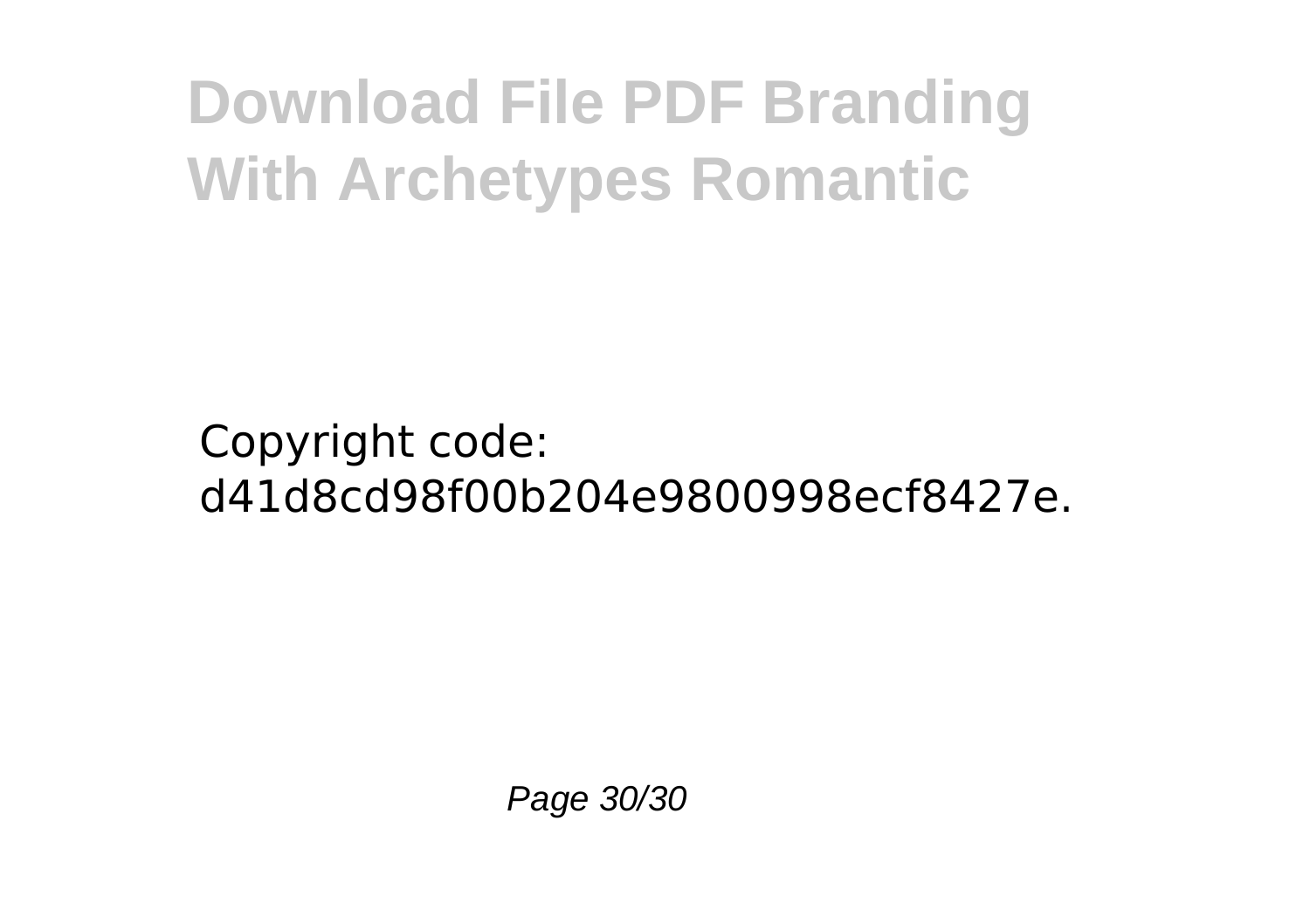Copyright code: d41d8cd98f00b204e9800998ecf8427e.